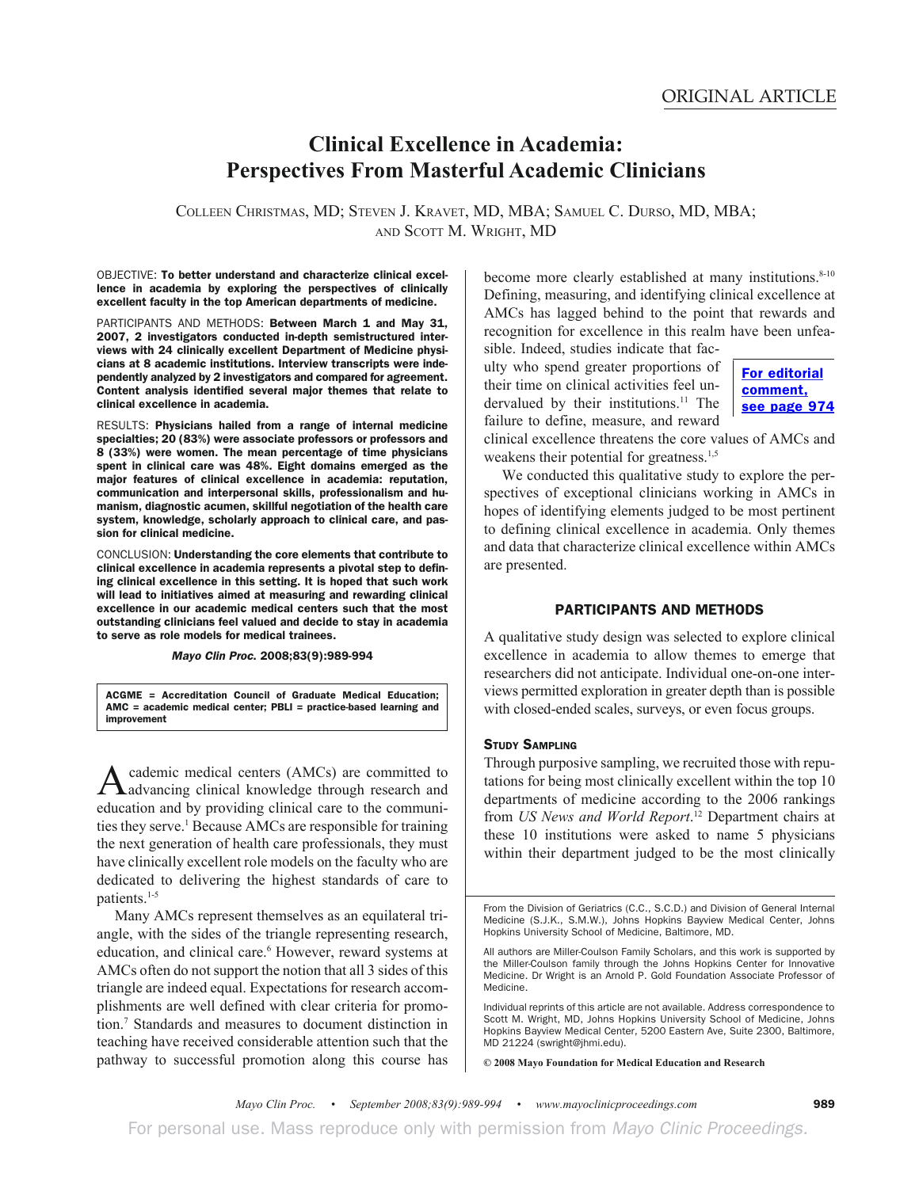ORIGINAL ARTICLE

# Clinical Excellence in Academia: Perspectives From Masterful Academic Clinicians

COLLEEN CHRISTMAS, MD; STEVEN J. KRAVET, MD, MBA; SAMUEL C. DURSO, MD, MBA; AND SCOTT M. WRIGHT, MD

OBJECTIVE: **To better understand and characterize clinical excellence in academia by exploring the perspectives of clinically excellent faculty in the top American departments of medicine.**

PARTICIPANTS AND METHODS: **Between March 1 and May 31, 2007, 2 investigators conducted in-depth semistructured interviews with 24 clinically excellent Department of Medicine physicians at 8 academic institutions. Interview transcripts were independently analyzed by 2 investigators and compared for agreement. Content analysis identified several major themes that relate to clinical excellence in academia.**

RESULTS: **Physicians hailed from a range of internal medicine specialties; 20 (83%) were associate professors or professors and 8 (33%) were women. The mean percentage of time physicians spent in clinical care was 48%. Eight domains emerged as the major features of clinical excellence in academia: reputation, communication and interpersonal skills, professionalism and humanism, diagnostic acumen, skillful negotiation of the health care system, knowledge, scholarly approach to clinical care, and passion for clinical medicine.**

CONCLUSION: **Understanding the core elements that contribute to clinical excellence in academia represents a pivotal step to defining clinical excellence in this setting. It is hoped that such work will lead to initiatives aimed at measuring and rewarding clinical excellence in our academic medical centers such that the most outstanding clinicians feel valued and decide to stay in academia to serve as role models for medical trainees.**

***Mayo Clin Proc.* 2008;83(9):989-994**

**ACGME = Accreditation Council of Graduate Medical Education; AMC = academic medical center; PBLI = practice-based learning and improvement**

Academic medical centers (AMCs) are committed to advancing clinical knowledge through research and education and by providing clinical care to the communities they serve.[1] Because AMCs are responsible for training the next generation of health care professionals, they must have clinically excellent role models on the faculty who are dedicated to delivering the highest standards of care to patients.[1-5]

Many AMCs represent themselves as an equilateral triangle, with the sides of the triangle representing research, education, and clinical care.[6] However, reward systems at AMCs often do not support the notion that all 3 sides of this triangle are indeed equal. Expectations for research accomplishments are well defined with clear criteria for promotion.[7] Standards and measures to document distinction in teaching have received considerable attention such that the pathway to successful promotion along this course has become more clearly established at many institutions.[8-10] Defining, measuring, and identifying clinical excellence at AMCs has lagged behind to the point that rewards and recognition for excellence in this realm have been unfeasible. Indeed, studies indicate that faculty who spend greater proportions of their time on clinical activities feel undervalued by their institutions.[11] The failure to define, measure, and reward clinical excellence threatens the core values of AMCs and weakens their potential for greatness.[1,5]

**For editorial comment, see page 974**

We conducted this qualitative study to explore the perspectives of exceptional clinicians working in AMCs in hopes of identifying elements judged to be most pertinent to defining clinical excellence in academia. Only themes and data that characterize clinical excellence within AMCs are presented.

## PARTICIPANTS AND METHODS

A qualitative study design was selected to explore clinical excellence in academia to allow themes to emerge that researchers did not anticipate. Individual one-on-one interviews permitted exploration in greater depth than is possible with closed-ended scales, surveys, or even focus groups.

### STUDY SAMPLING

Through purposive sampling, we recruited those with reputations for being most clinically excellent within the top 10 departments of medicine according to the 2006 rankings from *US News and World Report*.[12] Department chairs at these 10 institutions were asked to name 5 physicians within their department judged to be the most clinically

From the Division of Geriatrics (C.C., S.C.D.) and Division of General Internal Medicine (S.J.K., S.M.W.), Johns Hopkins Bayview Medical Center, Johns Hopkins University School of Medicine, Baltimore, MD.

All authors are Miller-Coulson Family Scholars, and this work is supported by the Miller-Coulson family through the Johns Hopkins Center for Innovative Medicine. Dr Wright is an Arnold P. Gold Foundation Associate Professor of Medicine.

Individual reprints of this article are not available. Address correspondence to Scott M. Wright, MD, Johns Hopkins University School of Medicine, Johns Hopkins Bayview Medical Center, 5200 Eastern Ave, Suite 2300, Baltimore, MD 21224 (swright@jhmi.edu).

© 2008 Mayo Foundation for Medical Education and Research

For personal use. Mass reproduce only with permission from *Mayo Clinic Proceedings.*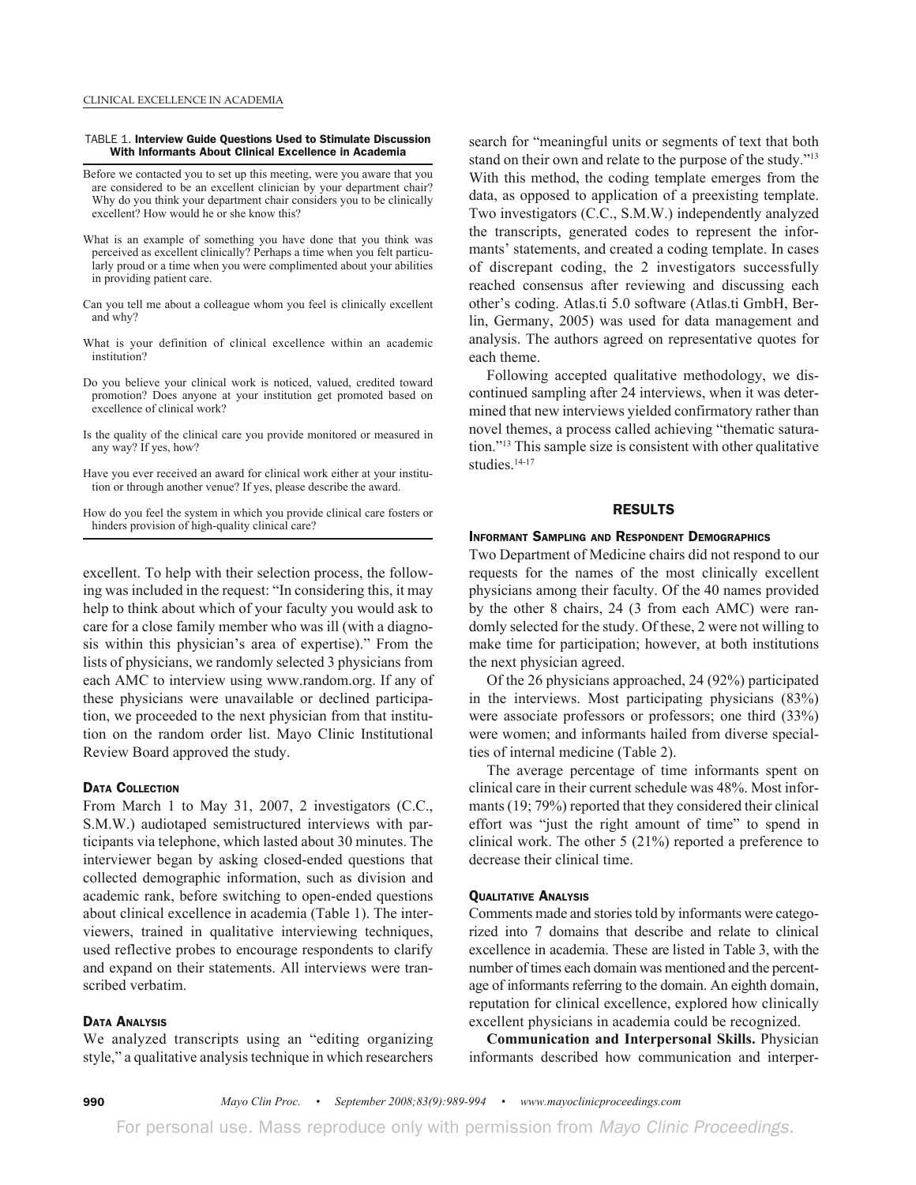TABLE 1. **Interview Guide Questions Used to Stimulate Discussion With Informants About Clinical Excellence in Academia**

Before we contacted you to set up this meeting, were you aware that you are considered to be an excellent clinician by your department chair? Why do you think your department chair considers you to be clinically excellent? How would he or she know this?

What is an example of something you have done that you think was perceived as excellent clinically? Perhaps a time when you felt particularly proud or a time when you were complimented about your abilities in providing patient care.

Can you tell me about a colleague whom you feel is clinically excellent and why?

What is your definition of clinical excellence within an academic institution?

Do you believe your clinical work is noticed, valued, credited toward promotion? Does anyone at your institution get promoted based on excellence of clinical work?

Is the quality of the clinical care you provide monitored or measured in any way? If yes, how?

Have you ever received an award for clinical work either at your institution or through another venue? If yes, please describe the award.

How do you feel the system in which you provide clinical care fosters or hinders provision of high-quality clinical care?

excellent. To help with their selection process, the following was included in the request: "In considering this, it may help to think about which of your faculty you would ask to care for a close family member who was ill (with a diagnosis within this physician's area of expertise)." From the lists of physicians, we randomly selected 3 physicians from each AMC to interview using www.random.org. If any of these physicians were unavailable or declined participation, we proceeded to the next physician from that institution on the random order list. Mayo Clinic Institutional Review Board approved the study.

### Data Collection

From March 1 to May 31, 2007, 2 investigators (C.C., S.M.W.) audiotaped semistructured interviews with participants via telephone, which lasted about 30 minutes. The interviewer began by asking closed-ended questions that collected demographic information, such as division and academic rank, before switching to open-ended questions about clinical excellence in academia (Table 1). The interviewers, trained in qualitative interviewing techniques, used reflective probes to encourage respondents to clarify and expand on their statements. All interviews were transcribed verbatim.

### Data Analysis

We analyzed transcripts using an "editing organizing style," a qualitative analysis technique in which researchers search for "meaningful units or segments of text that both stand on their own and relate to the purpose of the study."[13] With this method, the coding template emerges from the data, as opposed to application of a preexisting template. Two investigators (C.C., S.M.W.) independently analyzed the transcripts, generated codes to represent the informants' statements, and created a coding template. In cases of discrepant coding, the 2 investigators successfully reached consensus after reviewing and discussing each other's coding. Atlas.ti 5.0 software (Atlas.ti GmbH, Berlin, Germany, 2005) was used for data management and analysis. The authors agreed on representative quotes for each theme.

Following accepted qualitative methodology, we discontinued sampling after 24 interviews, when it was determined that new interviews yielded confirmatory rather than novel themes, a process called achieving "thematic saturation."[13] This sample size is consistent with other qualitative studies.[14-17]

## RESULTS

### Informant Sampling and Respondent Demographics

Two Department of Medicine chairs did not respond to our requests for the names of the most clinically excellent physicians among their faculty. Of the 40 names provided by the other 8 chairs, 24 (3 from each AMC) were randomly selected for the study. Of these, 2 were not willing to make time for participation; however, at both institutions the next physician agreed.

Of the 26 physicians approached, 24 (92%) participated in the interviews. Most participating physicians (83%) were associate professors or professors; one third (33%) were women; and informants hailed from diverse specialties of internal medicine (Table 2).

The average percentage of time informants spent on clinical care in their current schedule was 48%. Most informants (19; 79%) reported that they considered their clinical effort was "just the right amount of time" to spend in clinical work. The other 5 (21%) reported a preference to decrease their clinical time.

### Qualitative Analysis

Comments made and stories told by informants were categorized into 7 domains that describe and relate to clinical excellence in academia. These are listed in Table 3, with the number of times each domain was mentioned and the percentage of informants referring to the domain. An eighth domain, reputation for clinical excellence, explored how clinically excellent physicians in academia could be recognized.

**Communication and Interpersonal Skills.** Physician informants described how communication and interper-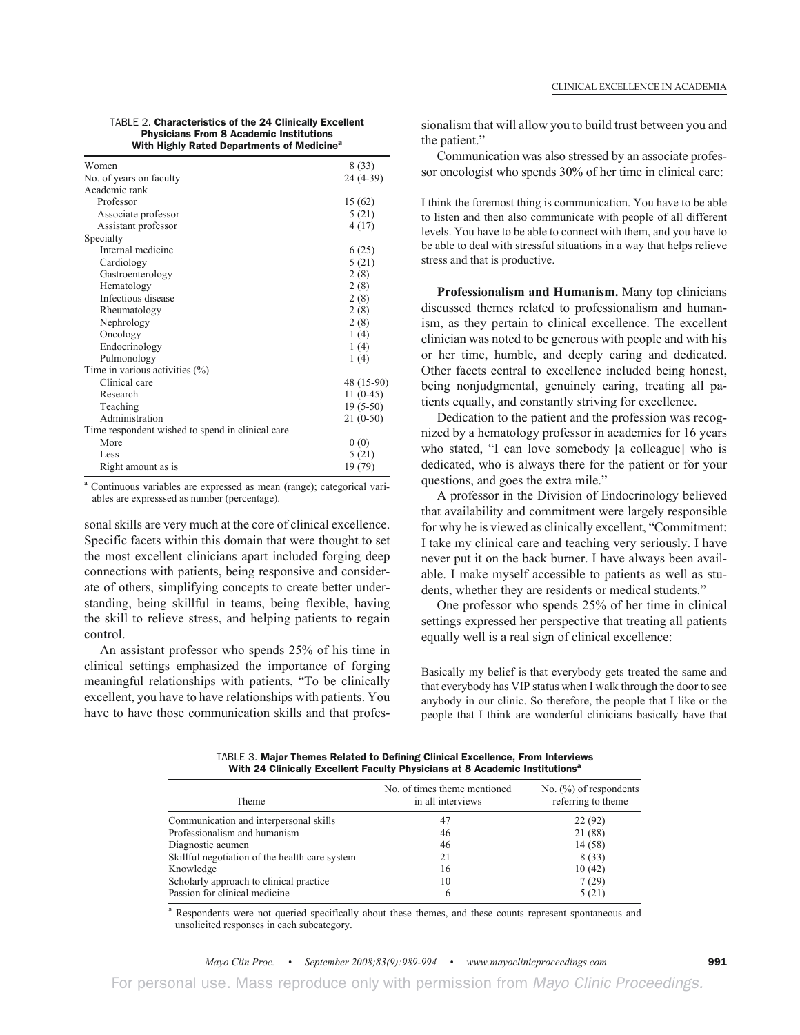TABLE 2. **Characteristics of the 24 Clinically Excellent Physicians From 8 Academic Institutions With Highly Rated Departments of Medicine**[a]

| | |
|---|---|
| Women | 8 (33) |
| No. of years on faculty | 24 (4-39) |
| Academic rank | |
| Professor | 15 (62) |
| Associate professor | 5 (21) |
| Assistant professor | 4 (17) |
| Specialty | |
| Internal medicine | 6 (25) |
| Cardiology | 5 (21) |
| Gastroenterology | 2 (8) |
| Hematology | 2 (8) |
| Infectious disease | 2 (8) |
| Rheumatology | 2 (8) |
| Nephrology | 2 (8) |
| Oncology | 1 (4) |
| Endocrinology | 1 (4) |
| Pulmonology | 1 (4) |
| Time in various activities (%) | |
| Clinical care | 48 (15-90) |
| Research | 11 (0-45) |
| Teaching | 19 (5-50) |
| Administration | 21 (0-50) |
| Time respondent wished to spend in clinical care | |
| More | 0 (0) |
| Less | 5 (21) |
| Right amount as is | 19 (79) |

[a] Continuous variables are expressed as mean (range); categorical variables are expresssed as number (percentage).

sonal skills are very much at the core of clinical excellence. Specific facets within this domain that were thought to set the most excellent clinicians apart included forging deep connections with patients, being responsive and considerate of others, simplifying concepts to create better understanding, being skillful in teams, being flexible, having the skill to relieve stress, and helping patients to regain control.

An assistant professor who spends 25% of his time in clinical settings emphasized the importance of forging meaningful relationships with patients, "To be clinically excellent, you have to have relationships with patients. You have to have those communication skills and that professionalism that will allow you to build trust between you and the patient."

Communication was also stressed by an associate professor oncologist who spends 30% of her time in clinical care:

> I think the foremost thing is communication. You have to be able to listen and then also communicate with people of all different levels. You have to be able to connect with them, and you have to be able to deal with stressful situations in a way that helps relieve stress and that is productive.

**Professionalism and Humanism.** Many top clinicians discussed themes related to professionalism and humanism, as they pertain to clinical excellence. The excellent clinician was noted to be generous with people and with his or her time, humble, and deeply caring and dedicated. Other facets central to excellence included being honest, being nonjudgmental, genuinely caring, treating all patients equally, and constantly striving for excellence.

Dedication to the patient and the profession was recognized by a hematology professor in academics for 16 years who stated, "I can love somebody [a colleague] who is dedicated, who is always there for the patient or for your questions, and goes the extra mile."

A professor in the Division of Endocrinology believed that availability and commitment were largely responsible for why he is viewed as clinically excellent, "Commitment: I take my clinical care and teaching very seriously. I have never put it on the back burner. I have always been available. I make myself accessible to patients as well as students, whether they are residents or medical students."

One professor who spends 25% of her time in clinical settings expressed her perspective that treating all patients equally well is a real sign of clinical excellence:

> Basically my belief is that everybody gets treated the same and that everybody has VIP status when I walk through the door to see anybody in our clinic. So therefore, the people that I like or the people that I think are wonderful clinicians basically have that

TABLE 3. **Major Themes Related to Defining Clinical Excellence, From Interviews With 24 Clinically Excellent Faculty Physicians at 8 Academic Institutions**[a]

| Theme | No. of times theme mentioned in all interviews | No. (%) of respondents referring to theme |
|---|---|---|
| Communication and interpersonal skills | 47 | 22 (92) |
| Professionalism and humanism | 46 | 21 (88) |
| Diagnostic acumen | 46 | 14 (58) |
| Skillful negotiation of the health care system | 21 | 8 (33) |
| Knowledge | 16 | 10 (42) |
| Scholarly approach to clinical practice | 10 | 7 (29) |
| Passion for clinical medicine | 6 | 5 (21) |

[a] Respondents were not queried specifically about these themes, and these counts represent spontaneous and unsolicited responses in each subcategory.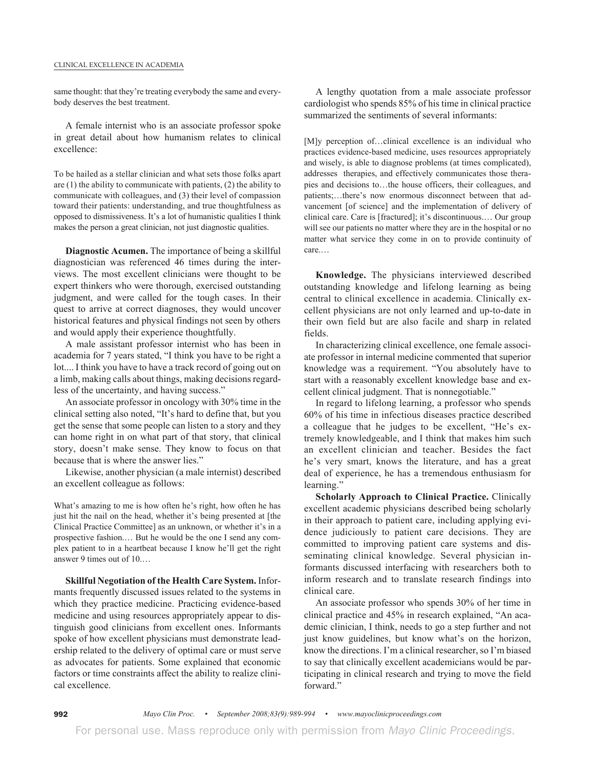same thought: that they're treating everybody the same and everybody deserves the best treatment.

A female internist who is an associate professor spoke in great detail about how humanism relates to clinical excellence:

> To be hailed as a stellar clinician and what sets those folks apart are (1) the ability to communicate with patients, (2) the ability to communicate with colleagues, and (3) their level of compassion toward their patients: understanding, and true thoughtfulness as opposed to dismissiveness. It's a lot of humanistic qualities I think makes the person a great clinician, not just diagnostic qualities.

**Diagnostic Acumen.** The importance of being a skillful diagnostician was referenced 46 times during the interviews. The most excellent clinicians were thought to be expert thinkers who were thorough, exercised outstanding judgment, and were called for the tough cases. In their quest to arrive at correct diagnoses, they would uncover historical features and physical findings not seen by others and would apply their experience thoughtfully.

A male assistant professor internist who has been in academia for 7 years stated, "I think you have to be right a lot.... I think you have to have a track record of going out on a limb, making calls about things, making decisions regardless of the uncertainty, and having success."

An associate professor in oncology with 30% time in the clinical setting also noted, "It's hard to define that, but you get the sense that some people can listen to a story and they can home right in on what part of that story, that clinical story, doesn't make sense. They know to focus on that because that is where the answer lies."

Likewise, another physician (a male internist) described an excellent colleague as follows:

> What's amazing to me is how often he's right, how often he has just hit the nail on the head, whether it's being presented at [the Clinical Practice Committee] as an unknown, or whether it's in a prospective fashion.… But he would be the one I send any complex patient to in a heartbeat because I know he'll get the right answer 9 times out of 10.…

**Skillful Negotiation of the Health Care System.** Informants frequently discussed issues related to the systems in which they practice medicine. Practicing evidence-based medicine and using resources appropriately appear to distinguish good clinicians from excellent ones. Informants spoke of how excellent physicians must demonstrate leadership related to the delivery of optimal care or must serve as advocates for patients. Some explained that economic factors or time constraints affect the ability to realize clinical excellence.

A lengthy quotation from a male associate professor cardiologist who spends 85% of his time in clinical practice summarized the sentiments of several informants:

> [M]y perception of…clinical excellence is an individual who practices evidence-based medicine, uses resources appropriately and wisely, is able to diagnose problems (at times complicated), addresses therapies, and effectively communicates those therapies and decisions to…the house officers, their colleagues, and patients;…there's now enormous disconnect between that advancement [of science] and the implementation of delivery of clinical care. Care is [fractured]; it's discontinuous.… Our group will see our patients no matter where they are in the hospital or no matter what service they come in on to provide continuity of care.…

**Knowledge.** The physicians interviewed described outstanding knowledge and lifelong learning as being central to clinical excellence in academia. Clinically excellent physicians are not only learned and up-to-date in their own field but are also facile and sharp in related fields.

In characterizing clinical excellence, one female associate professor in internal medicine commented that superior knowledge was a requirement. "You absolutely have to start with a reasonably excellent knowledge base and excellent clinical judgment. That is nonnegotiable."

In regard to lifelong learning, a professor who spends 60% of his time in infectious diseases practice described a colleague that he judges to be excellent, "He's extremely knowledgeable, and I think that makes him such an excellent clinician and teacher. Besides the fact he's very smart, knows the literature, and has a great deal of experience, he has a tremendous enthusiasm for learning."

**Scholarly Approach to Clinical Practice.** Clinically excellent academic physicians described being scholarly in their approach to patient care, including applying evidence judiciously to patient care decisions. They are committed to improving patient care systems and disseminating clinical knowledge. Several physician informants discussed interfacing with researchers both to inform research and to translate research findings into clinical care.

An associate professor who spends 30% of her time in clinical practice and 45% in research explained, "An academic clinician, I think, needs to go a step further and not just know guidelines, but know what's on the horizon, know the directions. I'm a clinical researcher, so I'm biased to say that clinically excellent academicians would be participating in clinical research and trying to move the field forward."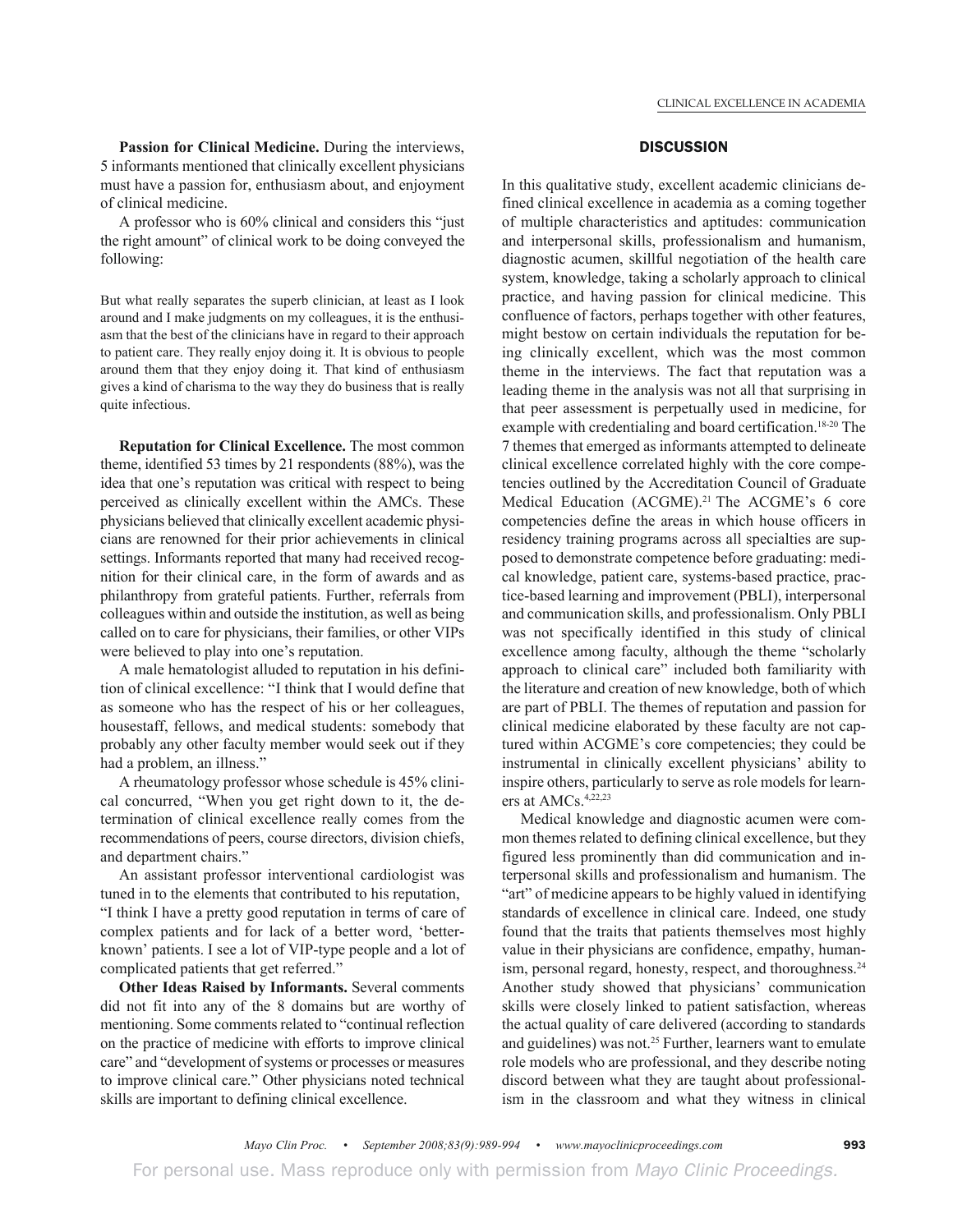**Passion for Clinical Medicine.** During the interviews, 5 informants mentioned that clinically excellent physicians must have a passion for, enthusiasm about, and enjoyment of clinical medicine.

A professor who is 60% clinical and considers this "just the right amount" of clinical work to be doing conveyed the following:

> But what really separates the superb clinician, at least as I look around and I make judgments on my colleagues, it is the enthusiasm that the best of the clinicians have in regard to their approach to patient care. They really enjoy doing it. It is obvious to people around them that they enjoy doing it. That kind of enthusiasm gives a kind of charisma to the way they do business that is really quite infectious.

**Reputation for Clinical Excellence.** The most common theme, identified 53 times by 21 respondents (88%), was the idea that one's reputation was critical with respect to being perceived as clinically excellent within the AMCs. These physicians believed that clinically excellent academic physicians are renowned for their prior achievements in clinical settings. Informants reported that many had received recognition for their clinical care, in the form of awards and as philanthropy from grateful patients. Further, referrals from colleagues within and outside the institution, as well as being called on to care for physicians, their families, or other VIPs were believed to play into one's reputation.

A male hematologist alluded to reputation in his definition of clinical excellence: "I think that I would define that as someone who has the respect of his or her colleagues, housestaff, fellows, and medical students: somebody that probably any other faculty member would seek out if they had a problem, an illness."

A rheumatology professor whose schedule is 45% clinical concurred, "When you get right down to it, the determination of clinical excellence really comes from the recommendations of peers, course directors, division chiefs, and department chairs."

An assistant professor interventional cardiologist was tuned in to the elements that contributed to his reputation, "I think I have a pretty good reputation in terms of care of complex patients and for lack of a better word, 'better-known' patients. I see a lot of VIP-type people and a lot of complicated patients that get referred."

**Other Ideas Raised by Informants.** Several comments did not fit into any of the 8 domains but are worthy of mentioning. Some comments related to "continual reflection on the practice of medicine with efforts to improve clinical care" and "development of systems or processes or measures to improve clinical care." Other physicians noted technical skills are important to defining clinical excellence.

## DISCUSSION

In this qualitative study, excellent academic clinicians defined clinical excellence in academia as a coming together of multiple characteristics and aptitudes: communication and interpersonal skills, professionalism and humanism, diagnostic acumen, skillful negotiation of the health care system, knowledge, taking a scholarly approach to clinical practice, and having passion for clinical medicine. This confluence of factors, perhaps together with other features, might bestow on certain individuals the reputation for being clinically excellent, which was the most common theme in the interviews. The fact that reputation was a leading theme in the analysis was not all that surprising in that peer assessment is perpetually used in medicine, for example with credentialing and board certification.[18-20] The 7 themes that emerged as informants attempted to delineate clinical excellence correlated highly with the core competencies outlined by the Accreditation Council of Graduate Medical Education (ACGME).[21] The ACGME's 6 core competencies define the areas in which house officers in residency training programs across all specialties are supposed to demonstrate competence before graduating: medical knowledge, patient care, systems-based practice, practice-based learning and improvement (PBLI), interpersonal and communication skills, and professionalism. Only PBLI was not specifically identified in this study of clinical excellence among faculty, although the theme "scholarly approach to clinical care" included both familiarity with the literature and creation of new knowledge, both of which are part of PBLI. The themes of reputation and passion for clinical medicine elaborated by these faculty are not captured within ACGME's core competencies; they could be instrumental in clinically excellent physicians' ability to inspire others, particularly to serve as role models for learners at AMCs.[4,22,23]

Medical knowledge and diagnostic acumen were common themes related to defining clinical excellence, but they figured less prominently than did communication and interpersonal skills and professionalism and humanism. The "art" of medicine appears to be highly valued in identifying standards of excellence in clinical care. Indeed, one study found that the traits that patients themselves most highly value in their physicians are confidence, empathy, humanism, personal regard, honesty, respect, and thoroughness.[24] Another study showed that physicians' communication skills were closely linked to patient satisfaction, whereas the actual quality of care delivered (according to standards and guidelines) was not.[25] Further, learners want to emulate role models who are professional, and they describe noting discord between what they are taught about professionalism in the classroom and what they witness in clinical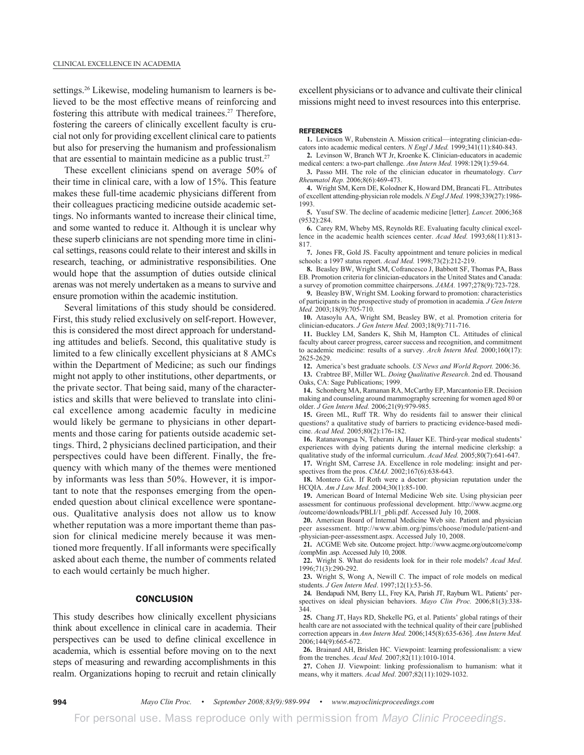settings.[26] Likewise, modeling humanism to learners is believed to be the most effective means of reinforcing and fostering this attribute with medical trainees.[27] Therefore, fostering the careers of clinically excellent faculty is crucial not only for providing excellent clinical care to patients but also for preserving the humanism and professionalism that are essential to maintain medicine as a public trust.[27]

These excellent clinicians spend on average 50% of their time in clinical care, with a low of 15%. This feature makes these full-time academic physicians different from their colleagues practicing medicine outside academic settings. No informants wanted to increase their clinical time, and some wanted to reduce it. Although it is unclear why these superb clinicians are not spending more time in clinical settings, reasons could relate to their interest and skills in research, teaching, or administrative responsibilities. One would hope that the assumption of duties outside clinical arenas was not merely undertaken as a means to survive and ensure promotion within the academic institution.

Several limitations of this study should be considered. First, this study relied exclusively on self-report. However, this is considered the most direct approach for understanding attitudes and beliefs. Second, this qualitative study is limited to a few clinically excellent physicians at 8 AMCs within the Department of Medicine; as such our findings might not apply to other institutions, other departments, or the private sector. That being said, many of the characteristics and skills that were believed to translate into clinical excellence among academic faculty in medicine would likely be germane to physicians in other departments and those caring for patients outside academic settings. Third, 2 physicians declined participation, and their perspectives could have been different. Finally, the frequency with which many of the themes were mentioned by informants was less than 50%. However, it is important to note that the responses emerging from the open-ended question about clinical excellence were spontaneous. Qualitative analysis does not allow us to know whether reputation was a more important theme than passion for clinical medicine merely because it was mentioned more frequently. If all informants were specifically asked about each theme, the number of comments related to each would certainly be much higher.

## CONCLUSION

This study describes how clinically excellent physicians think about excellence in clinical care in academia. Their perspectives can be used to define clinical excellence in academia, which is essential before moving on to the next steps of measuring and rewarding accomplishments in this realm. Organizations hoping to recruit and retain clinically excellent physicians or to advance and cultivate their clinical missions might need to invest resources into this enterprise.

## REFERENCES

1. Levinson W, Rubenstein A. Mission critical—integrating clinician-educators into academic medical centers. *N Engl J Med.* 1999;341(11):840-843.
2. Levinson W, Branch WT Jr, Kroenke K. Clinician-educators in academic medical centers: a two-part challenge. *Ann Intern Med.* 1998:129(1):59-64.
3. Passo MH. The role of the clinician educator in rheumatology. *Curr Rheumatol Rep.* 2006;8(6):469-473.
4. Wright SM, Kern DE, Kolodner K, Howard DM, Brancati FL. Attributes of excellent attending-physician role models. *N Engl J Med.* 1998;339(27):1986-1993.
5. Yusuf SW. The decline of academic medicine [letter]. *Lancet.* 2006;368 (9532):284.
6. Carey RM, Wheby MS, Reynolds RE. Evaluating faculty clinical excellence in the academic health sciences center. *Acad Med.* 1993;68(11):813-817.
7. Jones FR, Gold JS. Faculty appointment and tenure policies in medical schools: a 1997 status report. *Acad Med.* 1998;73(2):212-219.
8. Beasley BW, Wright SM, Cofrancesco J, Babbott SF, Thomas PA, Bass EB. Promotion criteria for clinician-educators in the United States and Canada: a survey of promotion committee chairpersons. *JAMA.* 1997;278(9):723-728.
9. Beasley BW, Wright SM. Looking forward to promotion: characteristics of participants in the prospective study of promotion in academia. *J Gen Intern Med.* 2003;18(9):705-710.
10. Atasoylu AA, Wright SM, Beasley BW, et al. Promotion criteria for clinician-educators. *J Gen Intern Med.* 2003;18(9):711-716.
11. Buckley LM, Sanders K, Shih M, Hampton CL. Attitudes of clinical faculty about career progress, career success and recognition, and commitment to academic medicine: results of a survey. *Arch Intern Med.* 2000;160(17): 2625-2629.
12. America's best graduate schools. *US News and World Report.* 2006:36.
13. Crabtree BF, Miller WL. *Doing Qualitative Research*. 2nd ed. Thousand Oaks, CA: Sage Publications; 1999.
14. Schonberg MA, Ramanan RA, McCarthy EP, Marcantonio ER. Decision making and counseling around mammography screening for women aged 80 or older. *J Gen Intern Med.* 2006;21(9):979-985.
15. Green ML, Ruff TR. Why do residents fail to answer their clinical questions? a qualitative study of barriers to practicing evidence-based medicine. *Acad Med.* 2005;80(2):176-182.
16. Ratanawongsa N, Teherani A, Hauer KE. Third-year medical students' experiences with dying patients during the internal medicine clerkship: a qualitative study of the informal curriculum. *Acad Med.* 2005;80(7):641-647.
17. Wright SM, Carrese JA. Excellence in role modeling: insight and perspectives from the pros. *CMAJ.* 2002;167(6):638-643.
18. Montero GA. If Roth were a doctor: physician reputation under the HCQIA. *Am J Law Med*. 2004;30(1):85-100.
19. American Board of Internal Medicine Web site. Using physician peer assessment for continuous professional development. http://www.acgme.org /outcome/downloads/PBLI/1_pbli.pdf. Accessed July 10, 2008.
20. American Board of Internal Medicine Web site. Patient and physician peer assessment. http://www.abim.org/pims/choose/module/patient-and -physician-peer-assessment.aspx. Accessed July 10, 2008.
21. ACGME Web site. Outcome project. http://www.acgme.org/outcome/comp /compMin .asp. Accessed July 10, 2008.
22. Wright S. What do residents look for in their role models? *Acad Med*. 1996;71(3):290-292.
23. Wright S, Wong A, Newill C. The impact of role models on medical students. *J Gen Intern Med*. 1997;12(1):53-56.
24. Bendapudi NM, Berry LL, Frey KA, Parish JT, Rayburn WL. Patients' perspectives on ideal physician behaviors. *Mayo Clin Proc.* 2006;81(3):338-344.
25. Chang JT, Hays RD, Shekelle PG, et al. Patients' global ratings of their health care are not associated with the technical quality of their care [published correction appears in *Ann Intern Med.* 2006;145(8):635-636]. *Ann Intern Med.* 2006;144(9):665-672.
26. Brainard AH, Brislen HC. Viewpoint: learning professionalism: a view from the trenches. *Acad Med.* 2007;82(11):1010-1014.
27. Cohen JJ. Viewpoint: linking professionalism to humanism: what it means, why it matters. *Acad Med*. 2007;82(11):1029-1032.

For personal use. Mass reproduce only with permission from *Mayo Clinic Proceedings.*